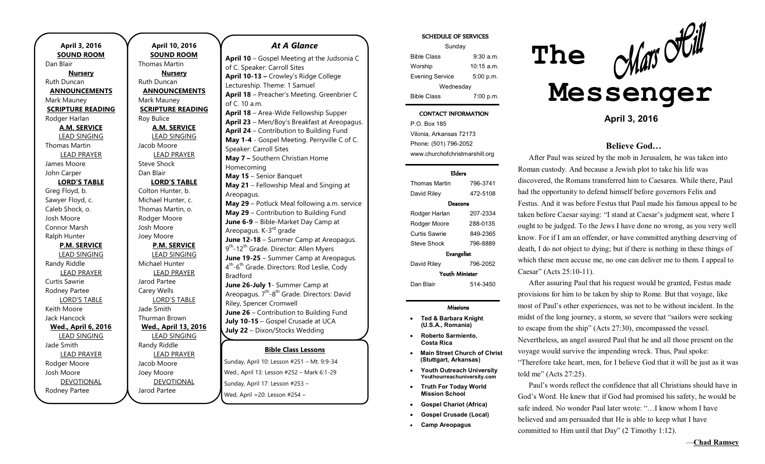**April 3, 2016**

**SOUND ROOM**

Dan Blair

**Nursery**

Ruth Duncan

**ANNOUNCEMENTS**

Mark Mauney

**SCRIPTURE READING**

Rodger Harlan

**A.M. SERVICE**

LEAD SINGING

Thomas Martin

LEAD PRAYER

James Moore

John Carper

**LORD'S TABLE**

Greg Floyd, b.

Sawyer Floyd, c.

Caleb Shock, o.

Josh Moore

Connor Marsh

Ralph Hunter

**P.M. SERVICE**

LEAD SINGING

Randy Riddle

LEAD PRAYER

Curtis Sawrie

Rodney Partee

LORD'S TABLE

Keith Moore

Jack Hancock

**Wed., April 6, 2016**

LEAD SINGING

Jade Smith

LEAD PRAYER

Rodger Moore

Josh Moore

DEVOTIONAL

Rodney Partee

**April 10, 2016**

**SOUND ROOM**

Thomas Martin

**Nursery**

Ruth Duncan

**ANNOUNCEMENTS**

Mark Mauney

**SCRIPTURE READING**

Roy Bulice

**A.M. SERVICE**

LEAD SINGING

Jacob Moore

LEAD PRAYER

Steve Shock

Dan Blair

**LORD'S TABLE**

Colton Hunter, b.

Michael Hunter, c.

Thomas Martin, o.

Rodger Moore

Josh Moore

Joey Moore

**P.M. SERVICE**

LEAD SINGING

Michael Hunter

LEAD PRAYER

Jarod Partee

Carey Wells

LORD'S TABLE

Jade Smith

Thurman Brown

**Wed., April 13, 2016**

LEAD SINGING

Randy Riddle

LEAD PRAYER

Jacob Moore

Joey Moore

DEVOTIONAL

Jarod Partee

## *At A Glance*

**April 10** – Gospel Meeting at the Judsonia C of C. Speaker: Carroll Sites

**April 10-13 –** Crowley's Ridge College Lectureship. Theme: 1 Samuel

**April 18** – Preacher's Meeting. Greenbrier C of C. 10 a.m.

**April 18** – Area-Wide Fellowship Supper

**April 23** – Men/Boy's Breakfast at Areopagus.

**April 24** – Contribution to Building Fund

**May 1-4** - Gospel Meeting. Perryville C of C. Speaker: Carroll Sites

**May 7 –** Southern Christian Home Homecoming

**May 15** – Senior Banquet

**May 21** – Fellowship Meal and Singing at Areopagus.

**May 29** – Potluck Meal following a.m. service

**May 29** – Contribution to Building Fund

**June 6-9** – Bible-Market Day Camp at Areopagus. K-3rd grade

**June 12-18** – Summer Camp at Areopagus. 9th-12th Grade. Director: Allen Myers

**June 19-25** – Summer Camp at Areopagus. 4th-6th Grade. Directors: Rod Leslie, Cody Bradford

**June 26-July 1**- Summer Camp at Areopagus. 7th-8th Grade. Directors: David Riley, Spencer Cromwell

**June 26** – Contribution to Building Fund

**July 10-15** – Gospel Crusade at UCA

**July 22** – Dixon/Stocks Wedding

### Bible Class Lessons

Sunday, April 10: Lesson #251 – Mt. 9:9-34

Wed., April 13: Lesson #252 – Mark 6:1-29

Sunday, April 17: Lesson #253 –

Wed, April =20: Lesson #254 –

**SCHEDULE OF SERVICES**

| Sunday | |
|---|---|
| Bible Class | 9:30 a.m. |
| Worship | 10:15 a.m. |
| Evening Service | 5:00 p.m. |
| Wednesday | |
| Bible Class | 7:00 p.m. |

**CONTACT INFORMATION**

P.O. Box 185
Vilonia, Arkansas 72173
Phone: (501) 796-2052
www.churchofchristmarshill.org

**Elders**

| | |
|---|---|
| Thomas Martin | 796-3741 |
| David Riley | 472-5108 |
| **Deacons** | |
| Rodger Harlan | 207-2334 |
| Rodger Moore | 288-0135 |
| Curtis Sawrie | 849-2365 |
| Steve Shock | 796-8889 |
| **Evangelist** | |
| David Riley | 796-2052 |
| **Youth Minister** | |
| Dan Blair | 514-3450 |

**Missions**

- **Ted & Barbara Knight (U.S.A., Romania)**
- **Roberto Sarmiento, Costa Rica**
- **Main Street Church of Christ (Stuttgart, Arkansas)**
- **Youth Outreach University** Youthourreachuniversity.com
- **Truth For Today World Mission School**
- **Gospel Chariot (Africa)**
- **Gospel Crusade (Local)**
- **Camp Areopagus**

# The Mars Hill Messenger

**April 3, 2016**

## Believe God…

After Paul was seized by the mob in Jerusalem, he was taken into Roman custody. And because a Jewish plot to take his life was discovered, the Romans transferred him to Caesarea. While there, Paul had the opportunity to defend himself before governors Felix and Festus. And it was before Festus that Paul made his famous appeal to be taken before Caesar saying: "I stand at Caesar's judgment seat, where I ought to be judged. To the Jews I have done no wrong, as you very well know. For if I am an offender, or have committed anything deserving of death, I do not object to dying; but if there is nothing in these things of which these men accuse me, no one can deliver me to them. I appeal to Caesar" (Acts 25:10-11).

After assuring Paul that his request would be granted, Festus made provisions for him to be taken by ship to Rome. But that voyage, like most of Paul's other experiences, was not to be without incident. In the midst of the long journey, a storm, so severe that "sailors were seeking to escape from the ship" (Acts 27:30), encompassed the vessel. Nevertheless, an angel assured Paul that he and all those present on the voyage would survive the impending wreck. Thus, Paul spoke: "Therefore take heart, men, for I believe God that it will be just as it was told me" (Acts 27:25).

Paul's words reflect the confidence that all Christians should have in God's Word. He knew that if God had promised his safety, he would be safe indeed. No wonder Paul later wrote: "…I know whom I have believed and am persuaded that He is able to keep what I have committed to Him until that Day" (2 Timothy 1:12).

—**Chad Ramsey**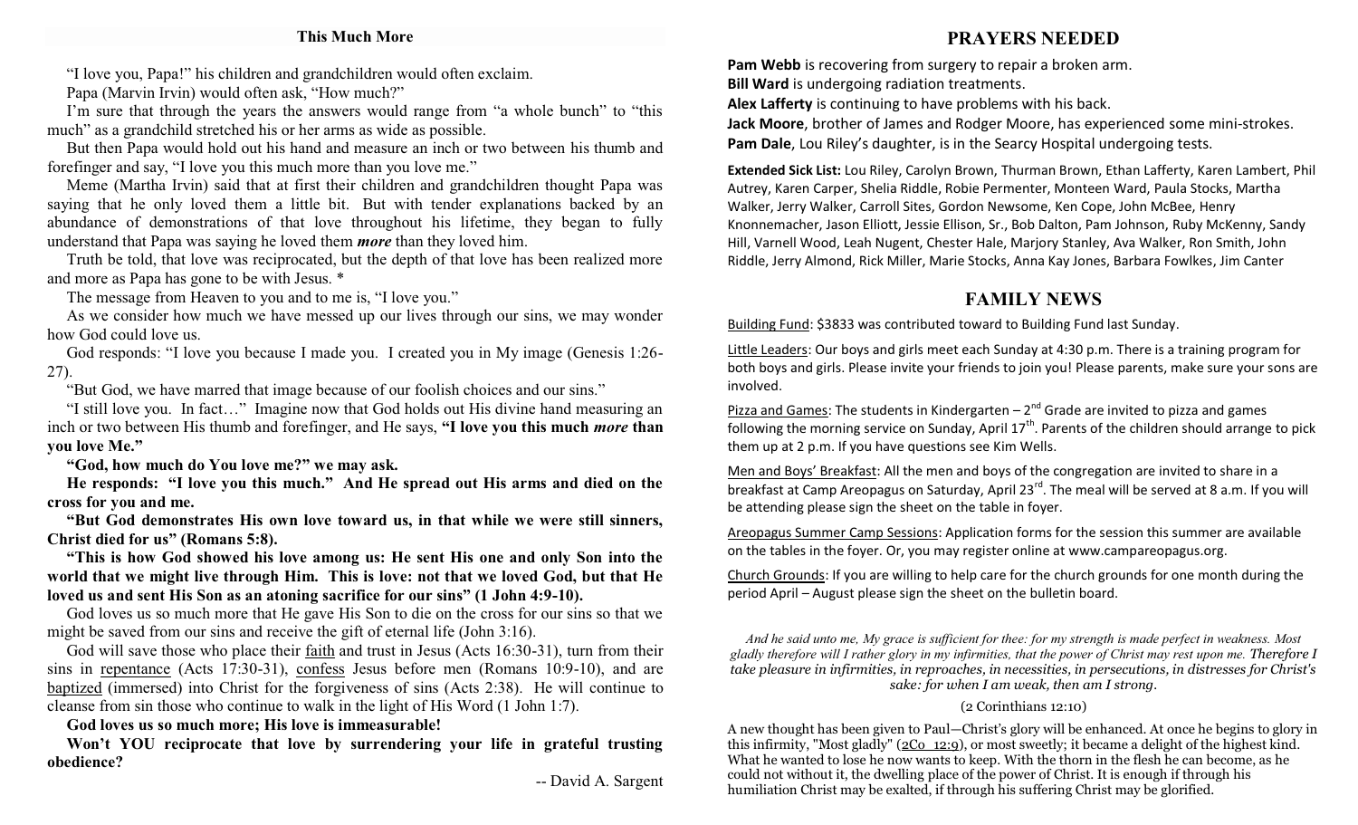## This Much More

"I love you, Papa!" his children and grandchildren would often exclaim.

Papa (Marvin Irvin) would often ask, "How much?"

I'm sure that through the years the answers would range from "a whole bunch" to "this much" as a grandchild stretched his or her arms as wide as possible.

But then Papa would hold out his hand and measure an inch or two between his thumb and forefinger and say, "I love you this much more than you love me."

Meme (Martha Irvin) said that at first their children and grandchildren thought Papa was saying that he only loved them a little bit. But with tender explanations backed by an abundance of demonstrations of that love throughout his lifetime, they began to fully understand that Papa was saying he loved them ***more*** than they loved him.

Truth be told, that love was reciprocated, but the depth of that love has been realized more and more as Papa has gone to be with Jesus. *

The message from Heaven to you and to me is, "I love you."

As we consider how much we have messed up our lives through our sins, we may wonder how God could love us.

God responds: "I love you because I made you. I created you in My image (Genesis 1:26-27).

"But God, we have marred that image because of our foolish choices and our sins."

"I still love you. In fact…" Imagine now that God holds out His divine hand measuring an inch or two between His thumb and forefinger, and He says, **"I love you this much *more* than you love Me."**

**"God, how much do You love me?" we may ask.**

**He responds: "I love you this much." And He spread out His arms and died on the cross for you and me.**

**"But God demonstrates His own love toward us, in that while we were still sinners, Christ died for us" (Romans 5:8).**

**"This is how God showed his love among us: He sent His one and only Son into the world that we might live through Him. This is love: not that we loved God, but that He loved us and sent His Son as an atoning sacrifice for our sins" (1 John 4:9-10).**

God loves us so much more that He gave His Son to die on the cross for our sins so that we might be saved from our sins and receive the gift of eternal life (John 3:16).

God will save those who place their faith and trust in Jesus (Acts 16:30-31), turn from their sins in repentance (Acts 17:30-31), confess Jesus before men (Romans 10:9-10), and are baptized (immersed) into Christ for the forgiveness of sins (Acts 2:38). He will continue to cleanse from sin those who continue to walk in the light of His Word (1 John 1:7).

**God loves us so much more; His love is immeasurable!**

**Won't YOU reciprocate that love by surrendering your life in grateful trusting obedience?**

-- David A. Sargent

# PRAYERS NEEDED

**Pam Webb** is recovering from surgery to repair a broken arm.
**Bill Ward** is undergoing radiation treatments.
**Alex Lafferty** is continuing to have problems with his back.
**Jack Moore**, brother of James and Rodger Moore, has experienced some mini-strokes.
**Pam Dale**, Lou Riley's daughter, is in the Searcy Hospital undergoing tests.

**Extended Sick List:** Lou Riley, Carolyn Brown, Thurman Brown, Ethan Lafferty, Karen Lambert, Phil Autrey, Karen Carper, Shelia Riddle, Robie Permenter, Monteen Ward, Paula Stocks, Martha Walker, Jerry Walker, Carroll Sites, Gordon Newsome, Ken Cope, John McBee, Henry Knonnemacher, Jason Elliott, Jessie Ellison, Sr., Bob Dalton, Pam Johnson, Ruby McKenny, Sandy Hill, Varnell Wood, Leah Nugent, Chester Hale, Marjory Stanley, Ava Walker, Ron Smith, John Riddle, Jerry Almond, Rick Miller, Marie Stocks, Anna Kay Jones, Barbara Fowlkes, Jim Canter

# FAMILY NEWS

Building Fund: $3833 was contributed toward to Building Fund last Sunday.

Little Leaders: Our boys and girls meet each Sunday at 4:30 p.m. There is a training program for both boys and girls. Please invite your friends to join you! Please parents, make sure your sons are involved.

Pizza and Games: The students in Kindergarten – 2nd Grade are invited to pizza and games following the morning service on Sunday, April 17th. Parents of the children should arrange to pick them up at 2 p.m. If you have questions see Kim Wells.

Men and Boys' Breakfast: All the men and boys of the congregation are invited to share in a breakfast at Camp Areopagus on Saturday, April 23rd. The meal will be served at 8 a.m. If you will be attending please sign the sheet on the table in foyer.

Areopagus Summer Camp Sessions: Application forms for the session this summer are available on the tables in the foyer. Or, you may register online at www.campareopagus.org.

Church Grounds: If you are willing to help care for the church grounds for one month during the period April – August please sign the sheet on the bulletin board.

*And he said unto me, My grace is sufficient for thee: for my strength is made perfect in weakness. Most gladly therefore will I rather glory in my infirmities, that the power of Christ may rest upon me. Therefore I take pleasure in infirmities, in reproaches, in necessities, in persecutions, in distresses for Christ's sake: for when I am weak, then am I strong.*

(2 Corinthians 12:10)

A new thought has been given to Paul—Christ's glory will be enhanced. At once he begins to glory in this infirmity, "Most gladly" (2Co_12:9), or most sweetly; it became a delight of the highest kind. What he wanted to lose he now wants to keep. With the thorn in the flesh he can become, as he could not without it, the dwelling place of the power of Christ. It is enough if through his humiliation Christ may be exalted, if through his suffering Christ may be glorified.